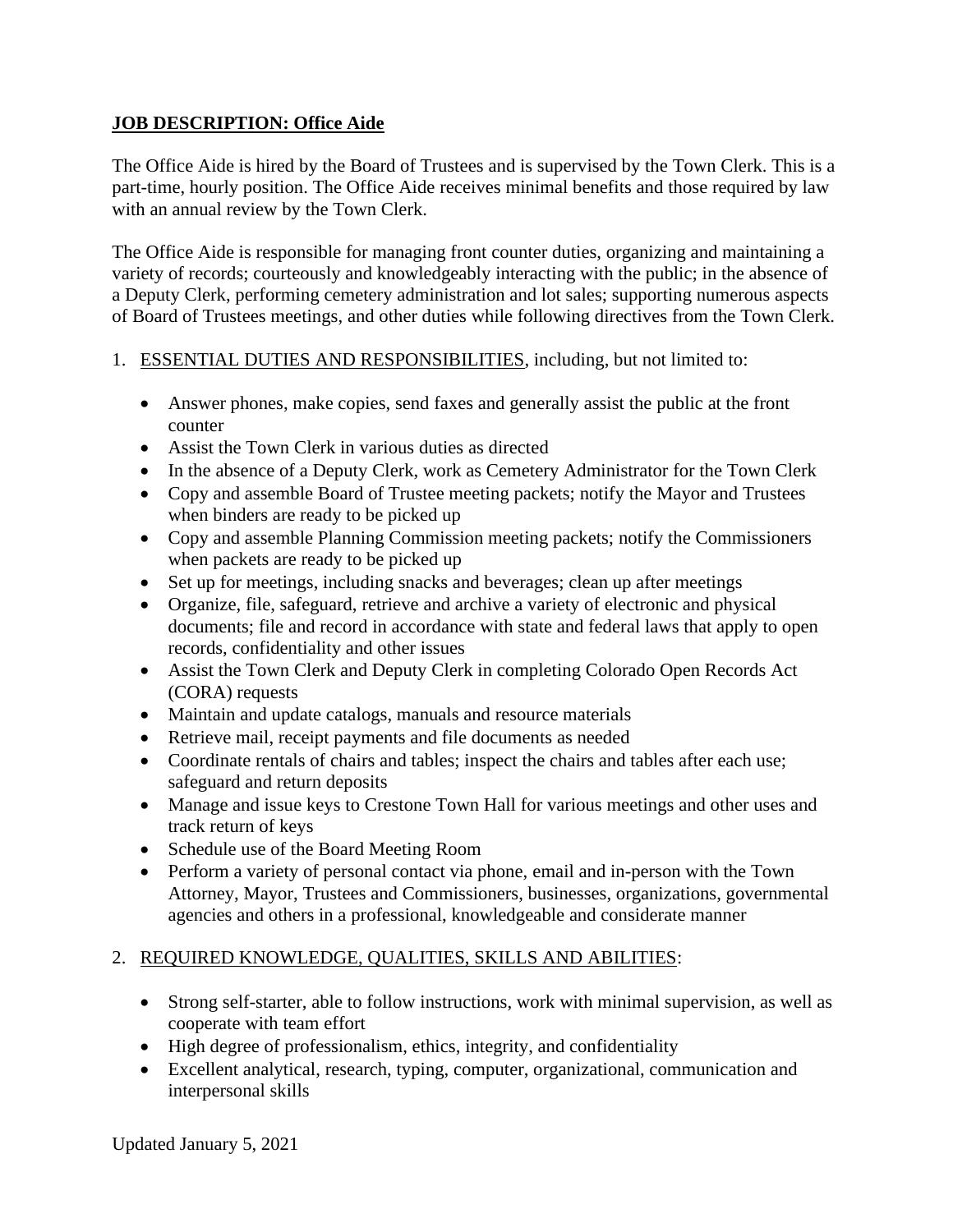**JOB DESCRIPTION: Office Aide**

The Office Aide is hired by the Board of Trustees and is supervised by the Town Clerk. This is a part-time, hourly position. The Office Aide receives minimal benefits and those required by law with an annual review by the Town Clerk.

The Office Aide is responsible for managing front counter duties, organizing and maintaining a variety of records; courteously and knowledgeably interacting with the public; in the absence of a Deputy Clerk, performing cemetery administration and lot sales; supporting numerous aspects of Board of Trustees meetings, and other duties while following directives from the Town Clerk.

1. ESSENTIAL DUTIES AND RESPONSIBILITIES, including, but not limited to:

   - Answer phones, make copies, send faxes and generally assist the public at the front counter
   - Assist the Town Clerk in various duties as directed
   - In the absence of a Deputy Clerk, work as Cemetery Administrator for the Town Clerk
   - Copy and assemble Board of Trustee meeting packets; notify the Mayor and Trustees when binders are ready to be picked up
   - Copy and assemble Planning Commission meeting packets; notify the Commissioners when packets are ready to be picked up
   - Set up for meetings, including snacks and beverages; clean up after meetings
   - Organize, file, safeguard, retrieve and archive a variety of electronic and physical documents; file and record in accordance with state and federal laws that apply to open records, confidentiality and other issues
   - Assist the Town Clerk and Deputy Clerk in completing Colorado Open Records Act (CORA) requests
   - Maintain and update catalogs, manuals and resource materials
   - Retrieve mail, receipt payments and file documents as needed
   - Coordinate rentals of chairs and tables; inspect the chairs and tables after each use; safeguard and return deposits
   - Manage and issue keys to Crestone Town Hall for various meetings and other uses and track return of keys
   - Schedule use of the Board Meeting Room
   - Perform a variety of personal contact via phone, email and in-person with the Town Attorney, Mayor, Trustees and Commissioners, businesses, organizations, governmental agencies and others in a professional, knowledgeable and considerate manner

2. REQUIRED KNOWLEDGE, QUALITIES, SKILLS AND ABILITIES:

   - Strong self-starter, able to follow instructions, work with minimal supervision, as well as cooperate with team effort
   - High degree of professionalism, ethics, integrity, and confidentiality
   - Excellent analytical, research, typing, computer, organizational, communication and interpersonal skills

Updated January 5, 2021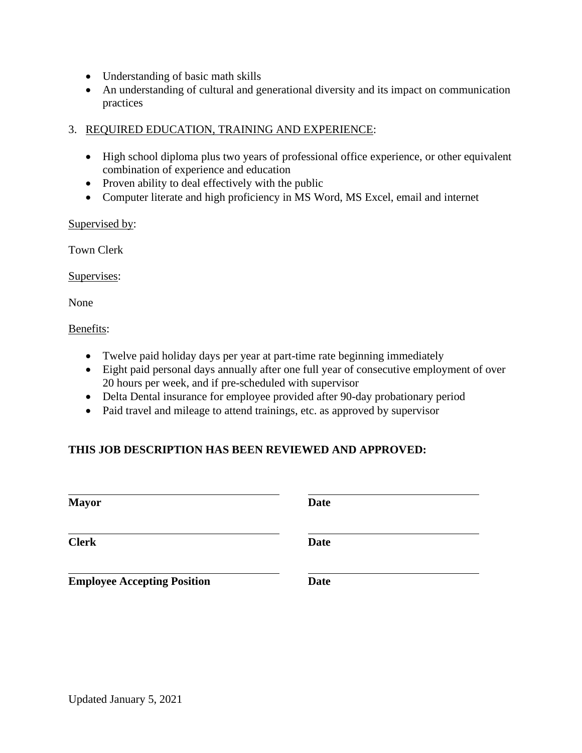- Understanding of basic math skills
- An understanding of cultural and generational diversity and its impact on communication practices

3. <u>REQUIRED EDUCATION, TRAINING AND EXPERIENCE</u>:

- High school diploma plus two years of professional office experience, or other equivalent combination of experience and education
- Proven ability to deal effectively with the public
- Computer literate and high proficiency in MS Word, MS Excel, email and internet

<u>Supervised by</u>:

Town Clerk

<u>Supervises</u>:

None

<u>Benefits</u>:

- Twelve paid holiday days per year at part-time rate beginning immediately
- Eight paid personal days annually after one full year of consecutive employment of over 20 hours per week, and if pre-scheduled with supervisor
- Delta Dental insurance for employee provided after 90-day probationary period
- Paid travel and mileage to attend trainings, etc. as approved by supervisor

**THIS JOB DESCRIPTION HAS BEEN REVIEWED AND APPROVED:**

| | |
|---|---|
| ______________________________ | ______________________________ |
| **Mayor** | **Date** |
| ______________________________ | ______________________________ |
| **Clerk** | **Date** |
| ______________________________ | ______________________________ |
| **Employee Accepting Position** | **Date** |

Updated January 5, 2021